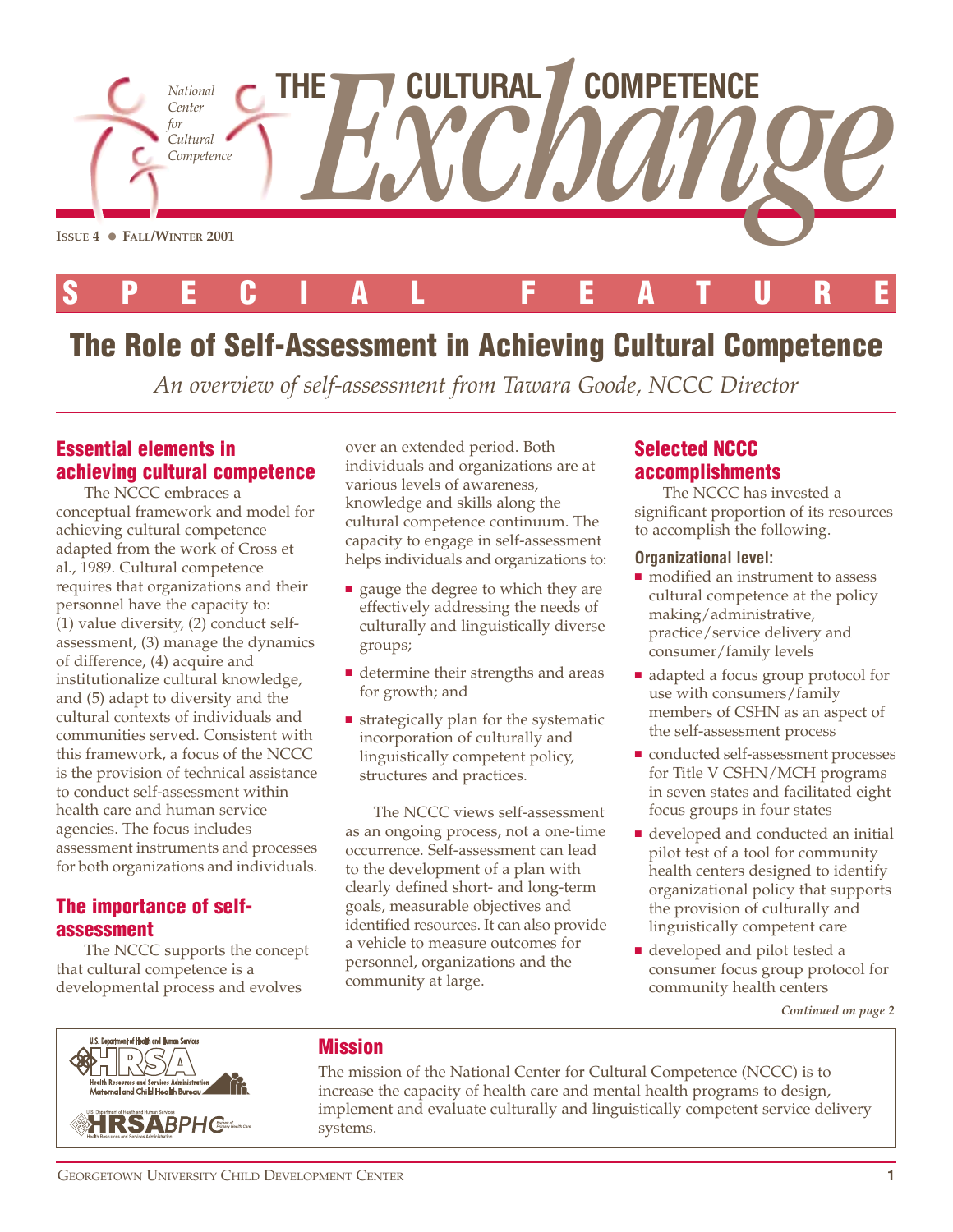National Center for Cultural Competence

# THE CULTURAL COMPETENCE *Exchange*

**ISSUE 4 ● FALL/WINTER 2001**

SPECIAL FEATURE

# The Role of Self-Assessment in Achieving Cultural Competence

*An overview of self-assessment from Tawara Goode, NCCC Director*

## Essential elements in achieving cultural competence

The NCCC embraces a conceptual framework and model for achieving cultural competence adapted from the work of Cross et al., 1989. Cultural competence requires that organizations and their personnel have the capacity to: (1) value diversity, (2) conduct self-assessment, (3) manage the dynamics of difference, (4) acquire and institutionalize cultural knowledge, and (5) adapt to diversity and the cultural contexts of individuals and communities served. Consistent with this framework, a focus of the NCCC is the provision of technical assistance to conduct self-assessment within health care and human service agencies. The focus includes assessment instruments and processes for both organizations and individuals.

## The importance of self-assessment

The NCCC supports the concept that cultural competence is a developmental process and evolves over an extended period. Both individuals and organizations are at various levels of awareness, knowledge and skills along the cultural competence continuum. The capacity to engage in self-assessment helps individuals and organizations to:

- gauge the degree to which they are effectively addressing the needs of culturally and linguistically diverse groups;
- determine their strengths and areas for growth; and
- strategically plan for the systematic incorporation of culturally and linguistically competent policy, structures and practices.

The NCCC views self-assessment as an ongoing process, not a one-time occurrence. Self-assessment can lead to the development of a plan with clearly defined short- and long-term goals, measurable objectives and identified resources. It can also provide a vehicle to measure outcomes for personnel, organizations and the community at large.

## Selected NCCC accomplishments

The NCCC has invested a significant proportion of its resources to accomplish the following.

### Organizational level:

- modified an instrument to assess cultural competence at the policy making/administrative, practice/service delivery and consumer/family levels
- adapted a focus group protocol for use with consumers/family members of CSHN as an aspect of the self-assessment process
- conducted self-assessment processes for Title V CSHN/MCH programs in seven states and facilitated eight focus groups in four states
- developed and conducted an initial pilot test of a tool for community health centers designed to identify organizational policy that supports the provision of culturally and linguistically competent care
- developed and pilot tested a consumer focus group protocol for community health centers

*Continued on page 2*

## Mission

The mission of the National Center for Cultural Competence (NCCC) is to increase the capacity of health care and mental health programs to design, implement and evaluate culturally and linguistically competent service delivery systems.

U.S. Department of Health and Human Services, HRSA, Health Resources and Services Administration, Maternal and Child Health Bureau

U.S. Department of Health and Human Services, HRSA BPHC, Bureau of Primary Health Care, Health Resources and Services Administration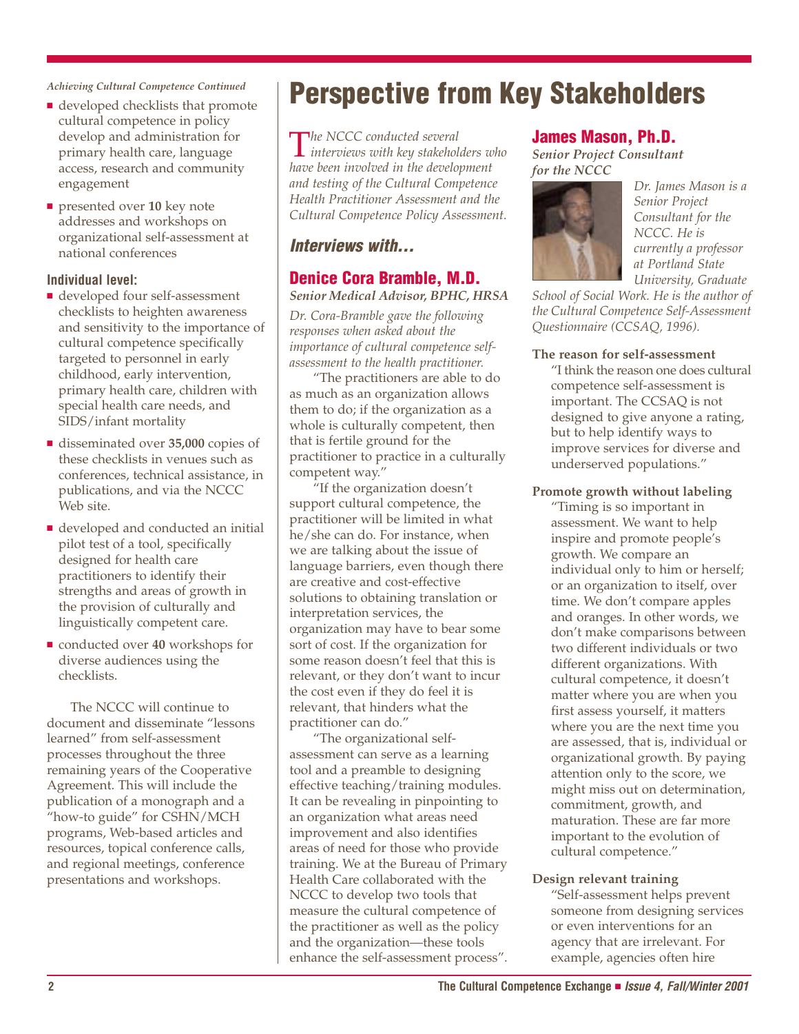*Achieving Cultural Competence Continued*

- developed checklists that promote cultural competence in policy develop and administration for primary health care, language access, research and community engagement
- presented over **10** key note addresses and workshops on organizational self-assessment at national conferences

**Individual level:**

- developed four self-assessment checklists to heighten awareness and sensitivity to the importance of cultural competence specifically targeted to personnel in early childhood, early intervention, primary health care, children with special health care needs, and SIDS/infant mortality
- disseminated over **35,000** copies of these checklists in venues such as conferences, technical assistance, in publications, and via the NCCC Web site.
- developed and conducted an initial pilot test of a tool, specifically designed for health care practitioners to identify their strengths and areas of growth in the provision of culturally and linguistically competent care.
- conducted over **40** workshops for diverse audiences using the checklists.

The NCCC will continue to document and disseminate "lessons learned" from self-assessment processes throughout the three remaining years of the Cooperative Agreement. This will include the publication of a monograph and a "how-to guide" for CSHN/MCH programs, Web-based articles and resources, topical conference calls, and regional meetings, conference presentations and workshops.

# Perspective from Key Stakeholders

*The NCCC conducted several interviews with key stakeholders who have been involved in the development and testing of the Cultural Competence Health Practitioner Assessment and the Cultural Competence Policy Assessment.*

## *Interviews with…*

### Denice Cora Bramble, M.D.

***Senior Medical Advisor, BPHC, HRSA***

*Dr. Cora-Bramble gave the following responses when asked about the importance of cultural competence self-assessment to the health practitioner.*

"The practitioners are able to do as much as an organization allows them to do; if the organization as a whole is culturally competent, then that is fertile ground for the practitioner to practice in a culturally competent way."

"If the organization doesn't support cultural competence, the practitioner will be limited in what he/she can do. For instance, when we are talking about the issue of language barriers, even though there are creative and cost-effective solutions to obtaining translation or interpretation services, the organization may have to bear some sort of cost. If the organization for some reason doesn't feel that this is relevant, or they don't want to incur the cost even if they do feel it is relevant, that hinders what the practitioner can do."

"The organizational self-assessment can serve as a learning tool and a preamble to designing effective teaching/training modules. It can be revealing in pinpointing to an organization what areas need improvement and also identifies areas of need for those who provide training. We at the Bureau of Primary Health Care collaborated with the NCCC to develop two tools that measure the cultural competence of the practitioner as well as the policy and the organization—these tools enhance the self-assessment process".

### James Mason, Ph.D.

***Senior Project Consultant for the NCCC***

*Dr. James Mason is a Senior Project Consultant for the NCCC. He is currently a professor at Portland State University, Graduate School of Social Work. He is the author of the Cultural Competence Self-Assessment Questionnaire (CCSAQ, 1996).*

**The reason for self-assessment**

"I think the reason one does cultural competence self-assessment is important. The CCSAQ is not designed to give anyone a rating, but to help identify ways to improve services for diverse and underserved populations."

**Promote growth without labeling**

"Timing is so important in assessment. We want to help inspire and promote people's growth. We compare an individual only to him or herself; or an organization to itself, over time. We don't compare apples and oranges. In other words, we don't make comparisons between two different individuals or two different organizations. With cultural competence, it doesn't matter where you are when you first assess yourself, it matters where you are the next time you are assessed, that is, individual or organizational growth. By paying attention only to the score, we might miss out on determination, commitment, growth, and maturation. These are far more important to the evolution of cultural competence."

**Design relevant training**

"Self-assessment helps prevent someone from designing services or even interventions for an agency that are irrelevant. For example, agencies often hire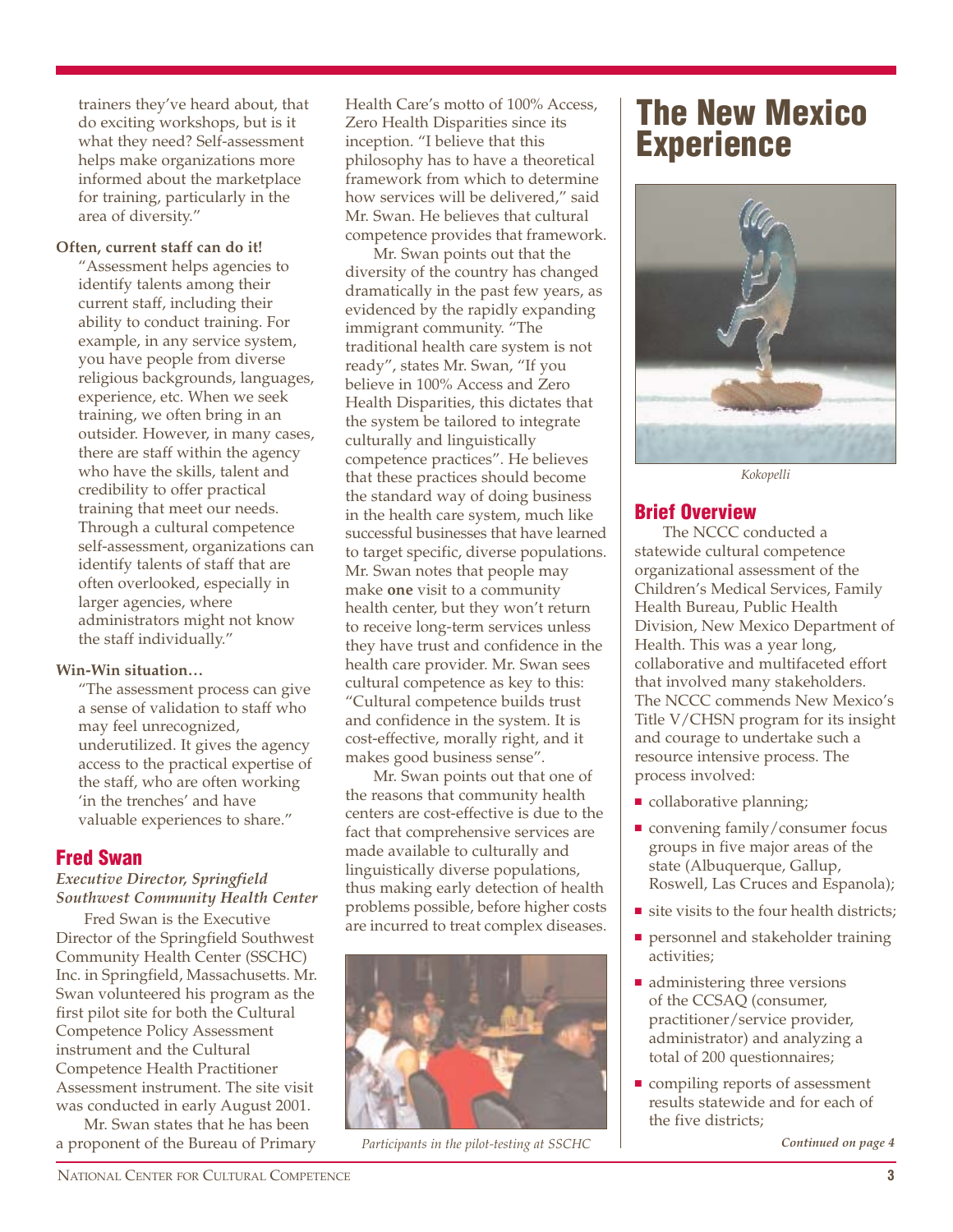trainers they've heard about, that do exciting workshops, but is it what they need? Self-assessment helps make organizations more informed about the marketplace for training, particularly in the area of diversity."

**Often, current staff can do it!**

"Assessment helps agencies to identify talents among their current staff, including their ability to conduct training. For example, in any service system, you have people from diverse religious backgrounds, languages, experience, etc. When we seek training, we often bring in an outsider. However, in many cases, there are staff within the agency who have the skills, talent and credibility to offer practical training that meet our needs. Through a cultural competence self-assessment, organizations can identify talents of staff that are often overlooked, especially in larger agencies, where administrators might not know the staff individually."

**Win-Win situation…**

"The assessment process can give a sense of validation to staff who may feel unrecognized, underutilized. It gives the agency access to the practical expertise of the staff, who are often working 'in the trenches' and have valuable experiences to share."

## Fred Swan

***Executive Director, Springfield Southwest Community Health Center***

Fred Swan is the Executive Director of the Springfield Southwest Community Health Center (SSCHC) Inc. in Springfield, Massachusetts. Mr. Swan volunteered his program as the first pilot site for both the Cultural Competence Policy Assessment instrument and the Cultural Competence Health Practitioner Assessment instrument. The site visit was conducted in early August 2001.

Mr. Swan states that he has been a proponent of the Bureau of Primary Health Care's motto of 100% Access, Zero Health Disparities since its inception. "I believe that this philosophy has to have a theoretical framework from which to determine how services will be delivered," said Mr. Swan. He believes that cultural competence provides that framework.

Mr. Swan points out that the diversity of the country has changed dramatically in the past few years, as evidenced by the rapidly expanding immigrant community. "The traditional health care system is not ready", states Mr. Swan, "If you believe in 100% Access and Zero Health Disparities, this dictates that the system be tailored to integrate culturally and linguistically competence practices". He believes that these practices should become the standard way of doing business in the health care system, much like successful businesses that have learned to target specific, diverse populations. Mr. Swan notes that people may make **one** visit to a community health center, but they won't return to receive long-term services unless they have trust and confidence in the health care provider. Mr. Swan sees cultural competence as key to this: "Cultural competence builds trust and confidence in the system. It is cost-effective, morally right, and it makes good business sense".

Mr. Swan points out that one of the reasons that community health centers are cost-effective is due to the fact that comprehensive services are made available to culturally and linguistically diverse populations, thus making early detection of health problems possible, before higher costs are incurred to treat complex diseases.

*Participants in the pilot-testing at SSCHC*

# The New Mexico Experience

*Kokopelli*

## Brief Overview

The NCCC conducted a statewide cultural competence organizational assessment of the Children's Medical Services, Family Health Bureau, Public Health Division, New Mexico Department of Health. This was a year long, collaborative and multifaceted effort that involved many stakeholders. The NCCC commends New Mexico's Title V/CHSN program for its insight and courage to undertake such a resource intensive process. The process involved:

- collaborative planning;
- convening family/consumer focus groups in five major areas of the state (Albuquerque, Gallup, Roswell, Las Cruces and Espanola);
- site visits to the four health districts;
- personnel and stakeholder training activities;
- administering three versions of the CCSAQ (consumer, practitioner/service provider, administrator) and analyzing a total of 200 questionnaires;
- compiling reports of assessment results statewide and for each of the five districts;

*Continued on page 4*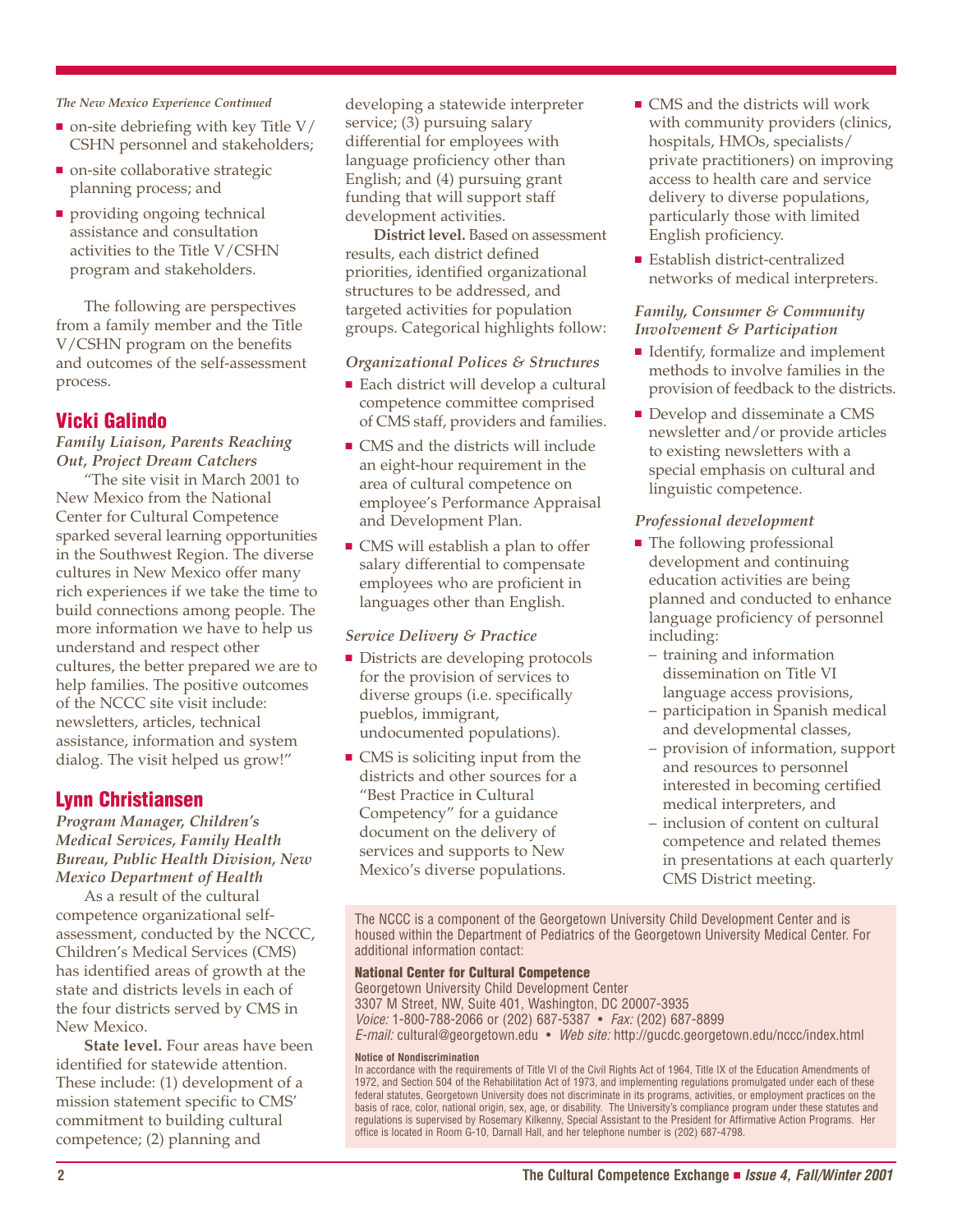*The New Mexico Experience Continued*

- on-site debriefing with key Title V/ CSHN personnel and stakeholders;
- on-site collaborative strategic planning process; and
- providing ongoing technical assistance and consultation activities to the Title V/CSHN program and stakeholders.

The following are perspectives from a family member and the Title V/CSHN program on the benefits and outcomes of the self-assessment process.

## Vicki Galindo

***Family Liaison, Parents Reaching Out, Project Dream Catchers***

"The site visit in March 2001 to New Mexico from the National Center for Cultural Competence sparked several learning opportunities in the Southwest Region. The diverse cultures in New Mexico offer many rich experiences if we take the time to build connections among people. The more information we have to help us understand and respect other cultures, the better prepared we are to help families. The positive outcomes of the NCCC site visit include: newsletters, articles, technical assistance, information and system dialog. The visit helped us grow!"

## Lynn Christiansen

***Program Manager, Children's Medical Services, Family Health Bureau, Public Health Division, New Mexico Department of Health***

As a result of the cultural competence organizational self-assessment, conducted by the NCCC, Children's Medical Services (CMS) has identified areas of growth at the state and districts levels in each of the four districts served by CMS in New Mexico.

**State level.** Four areas have been identified for statewide attention. These include: (1) development of a mission statement specific to CMS' commitment to building cultural competence; (2) planning and developing a statewide interpreter service; (3) pursuing salary differential for employees with language proficiency other than English; and (4) pursuing grant funding that will support staff development activities.

**District level.** Based on assessment results, each district defined priorities, identified organizational structures to be addressed, and targeted activities for population groups. Categorical highlights follow:

*Organizational Polices & Structures*

- Each district will develop a cultural competence committee comprised of CMS staff, providers and families.
- CMS and the districts will include an eight-hour requirement in the area of cultural competence on employee's Performance Appraisal and Development Plan.
- CMS will establish a plan to offer salary differential to compensate employees who are proficient in languages other than English.

*Service Delivery & Practice*

- Districts are developing protocols for the provision of services to diverse groups (i.e. specifically pueblos, immigrant, undocumented populations).
- CMS is soliciting input from the districts and other sources for a "Best Practice in Cultural Competency" for a guidance document on the delivery of services and supports to New Mexico's diverse populations.
- CMS and the districts will work with community providers (clinics, hospitals, HMOs, specialists/ private practitioners) on improving access to health care and service delivery to diverse populations, particularly those with limited English proficiency.
- Establish district-centralized networks of medical interpreters.

*Family, Consumer & Community Involvement & Participation*

- Identify, formalize and implement methods to involve families in the provision of feedback to the districts.
- Develop and disseminate a CMS newsletter and/or provide articles to existing newsletters with a special emphasis on cultural and linguistic competence.

*Professional development*

- The following professional development and continuing education activities are being planned and conducted to enhance language proficiency of personnel including:
  - training and information dissemination on Title VI language access provisions,
  - participation in Spanish medical and developmental classes,
  - provision of information, support and resources to personnel interested in becoming certified medical interpreters, and
  - inclusion of content on cultural competence and related themes in presentations at each quarterly CMS District meeting.

The NCCC is a component of the Georgetown University Child Development Center and is housed within the Department of Pediatrics of the Georgetown University Medical Center. For additional information contact:

**National Center for Cultural Competence**
Georgetown University Child Development Center
3307 M Street, NW, Suite 401, Washington, DC 20007-3935
*Voice:* 1-800-788-2066 or (202) 687-5387 • *Fax:* (202) 687-8899
*E-mail:* cultural@georgetown.edu • *Web site:* http://gucdc.georgetown.edu/nccc/index.html

**Notice of Nondiscrimination**
In accordance with the requirements of Title VI of the Civil Rights Act of 1964, Title IX of the Education Amendments of 1972, and Section 504 of the Rehabilitation Act of 1973, and implementing regulations promulgated under each of these federal statutes, Georgetown University does not discriminate in its programs, activities, or employment practices on the basis of race, color, national origin, sex, age, or disability. The University's compliance program under these statutes and regulations is supervised by Rosemary Kilkenny, Special Assistant to the President for Affirmative Action Programs. Her office is located in Room G-10, Darnall Hall, and her telephone number is (202) 687-4798.